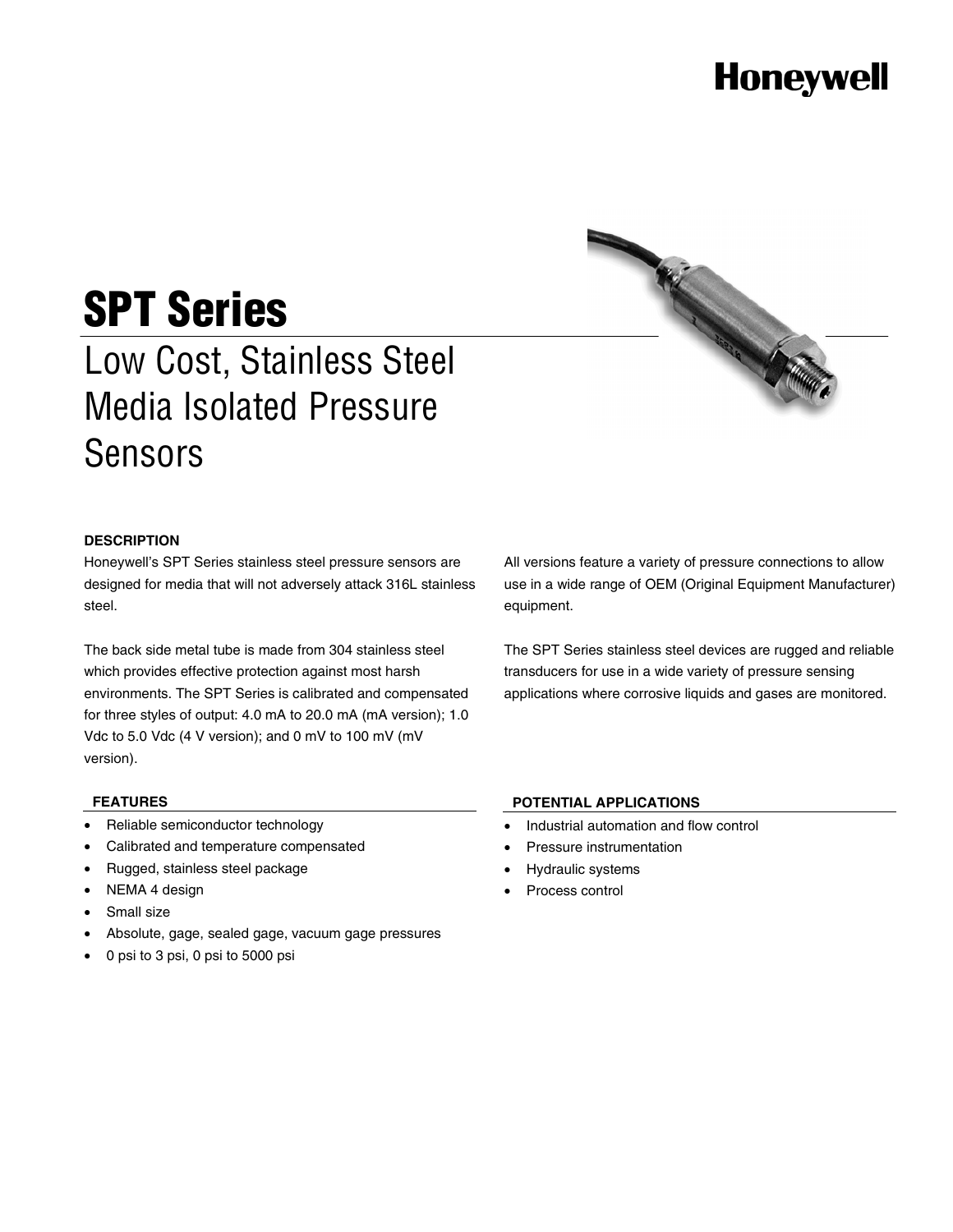Honeywell

# SPT Series

## Low Cost, Stainless Steel Media Isolated Pressure Sensors

### DESCRIPTION

Honeywell's SPT Series stainless steel pressure sensors are designed for media that will not adversely attack 316L stainless steel.

The back side metal tube is made from 304 stainless steel which provides effective protection against most harsh environments. The SPT Series is calibrated and compensated for three styles of output: 4.0 mA to 20.0 mA (mA version); 1.0 Vdc to 5.0 Vdc (4 V version); and 0 mV to 100 mV (mV version).

All versions feature a variety of pressure connections to allow use in a wide range of OEM (Original Equipment Manufacturer) equipment.

The SPT Series stainless steel devices are rugged and reliable transducers for use in a wide variety of pressure sensing applications where corrosive liquids and gases are monitored.

### FEATURES

- Reliable semiconductor technology
- Calibrated and temperature compensated
- Rugged, stainless steel package
- NEMA 4 design
- Small size
- Absolute, gage, sealed gage, vacuum gage pressures
- 0 psi to 3 psi, 0 psi to 5000 psi

### POTENTIAL APPLICATIONS

- Industrial automation and flow control
- Pressure instrumentation
- Hydraulic systems
- Process control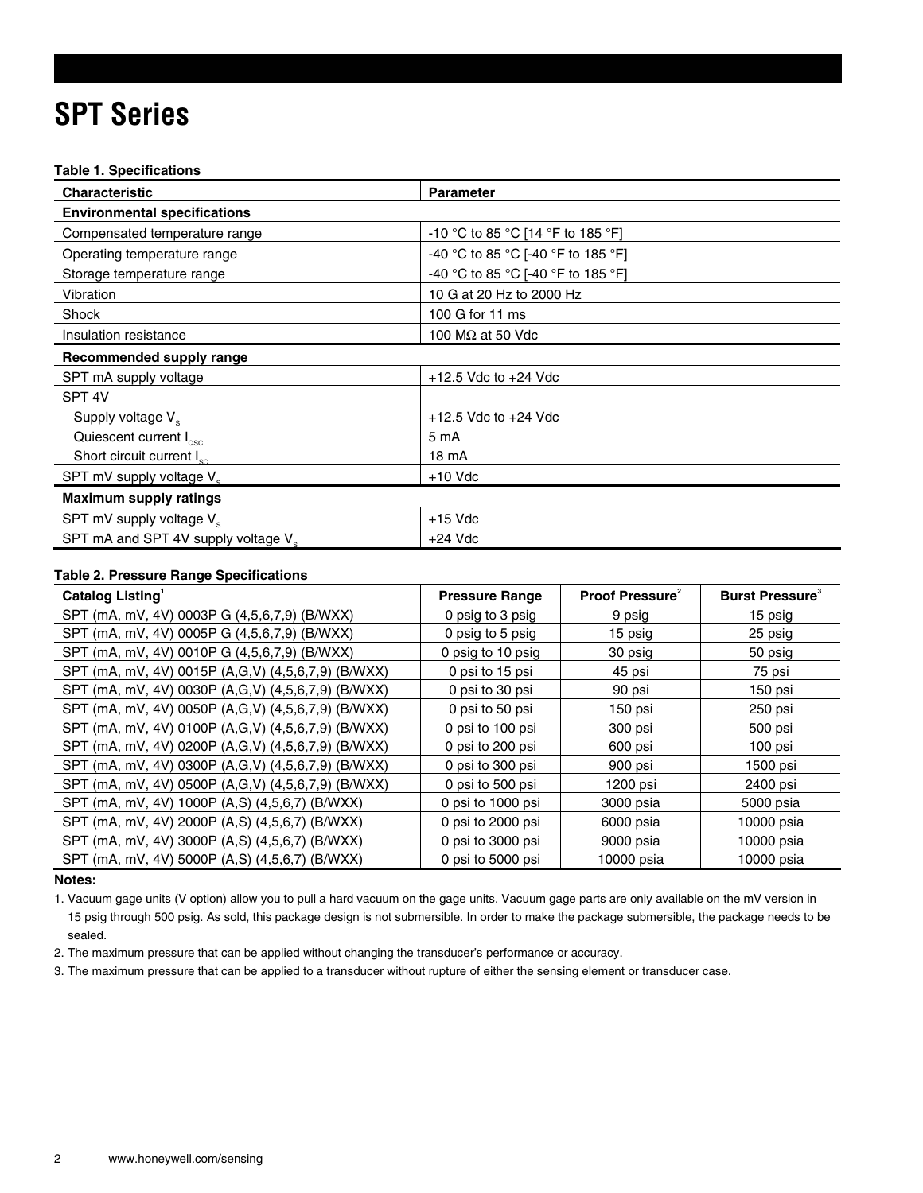# SPT Series

**Table 1. Specifications**

| Characteristic | Parameter |
|---|---|
| **Environmental specifications** | |
| Compensated temperature range | -10 °C to 85 °C [14 °F to 185 °F] |
| Operating temperature range | -40 °C to 85 °C [-40 °F to 185 °F] |
| Storage temperature range | -40 °C to 85 °C [-40 °F to 185 °F] |
| Vibration | 10 G at 20 Hz to 2000 Hz |
| Shock | 100 G for 11 ms |
| Insulation resistance | 100 MΩ at 50 Vdc |
| **Recommended supply range** | |
| SPT mA supply voltage | +12.5 Vdc to +24 Vdc |
| SPT 4V | |
| Supply voltage $V_s$ | +12.5 Vdc to +24 Vdc |
| Quiescent current $I_{qsc}$ | 5 mA |
| Short circuit current $I_{sc}$ | 18 mA |
| SPT mV supply voltage $V_s$ | +10 Vdc |
| **Maximum supply ratings** | |
| SPT mV supply voltage $V_s$ | +15 Vdc |
| SPT mA and SPT 4V supply voltage $V_s$ | +24 Vdc |

**Table 2. Pressure Range Specifications**

| Catalog Listing[1] | Pressure Range | Proof Pressure[2] | Burst Pressure[3] |
|---|---|---|---|
| SPT (mA, mV, 4V) 0003P G (4,5,6,7,9) (B/WXX) | 0 psig to 3 psig | 9 psig | 15 psig |
| SPT (mA, mV, 4V) 0005P G (4,5,6,7,9) (B/WXX) | 0 psig to 5 psig | 15 psig | 25 psig |
| SPT (mA, mV, 4V) 0010P G (4,5,6,7,9) (B/WXX) | 0 psig to 10 psig | 30 psig | 50 psig |
| SPT (mA, mV, 4V) 0015P (A,G,V) (4,5,6,7,9) (B/WXX) | 0 psi to 15 psi | 45 psi | 75 psi |
| SPT (mA, mV, 4V) 0030P (A,G,V) (4,5,6,7,9) (B/WXX) | 0 psi to 30 psi | 90 psi | 150 psi |
| SPT (mA, mV, 4V) 0050P (A,G,V) (4,5,6,7,9) (B/WXX) | 0 psi to 50 psi | 150 psi | 250 psi |
| SPT (mA, mV, 4V) 0100P (A,G,V) (4,5,6,7,9) (B/WXX) | 0 psi to 100 psi | 300 psi | 500 psi |
| SPT (mA, mV, 4V) 0200P (A,G,V) (4,5,6,7,9) (B/WXX) | 0 psi to 200 psi | 600 psi | 100 psi |
| SPT (mA, mV, 4V) 0300P (A,G,V) (4,5,6,7,9) (B/WXX) | 0 psi to 300 psi | 900 psi | 1500 psi |
| SPT (mA, mV, 4V) 0500P (A,G,V) (4,5,6,7,9) (B/WXX) | 0 psi to 500 psi | 1200 psi | 2400 psi |
| SPT (mA, mV, 4V) 1000P (A,S) (4,5,6,7) (B/WXX) | 0 psi to 1000 psi | 3000 psia | 5000 psia |
| SPT (mA, mV, 4V) 2000P (A,S) (4,5,6,7) (B/WXX) | 0 psi to 2000 psi | 6000 psia | 10000 psia |
| SPT (mA, mV, 4V) 3000P (A,S) (4,5,6,7) (B/WXX) | 0 psi to 3000 psi | 9000 psia | 10000 psia |
| SPT (mA, mV, 4V) 5000P (A,S) (4,5,6,7) (B/WXX) | 0 psi to 5000 psi | 10000 psia | 10000 psia |

**Notes:**

1. Vacuum gage units (V option) allow you to pull a hard vacuum on the gage units. Vacuum gage parts are only available on the mV version in 15 psig through 500 psig. As sold, this package design is not submersible. In order to make the package submersible, the package needs to be sealed.
2. The maximum pressure that can be applied without changing the transducer's performance or accuracy.
3. The maximum pressure that can be applied to a transducer without rupture of either the sensing element or transducer case.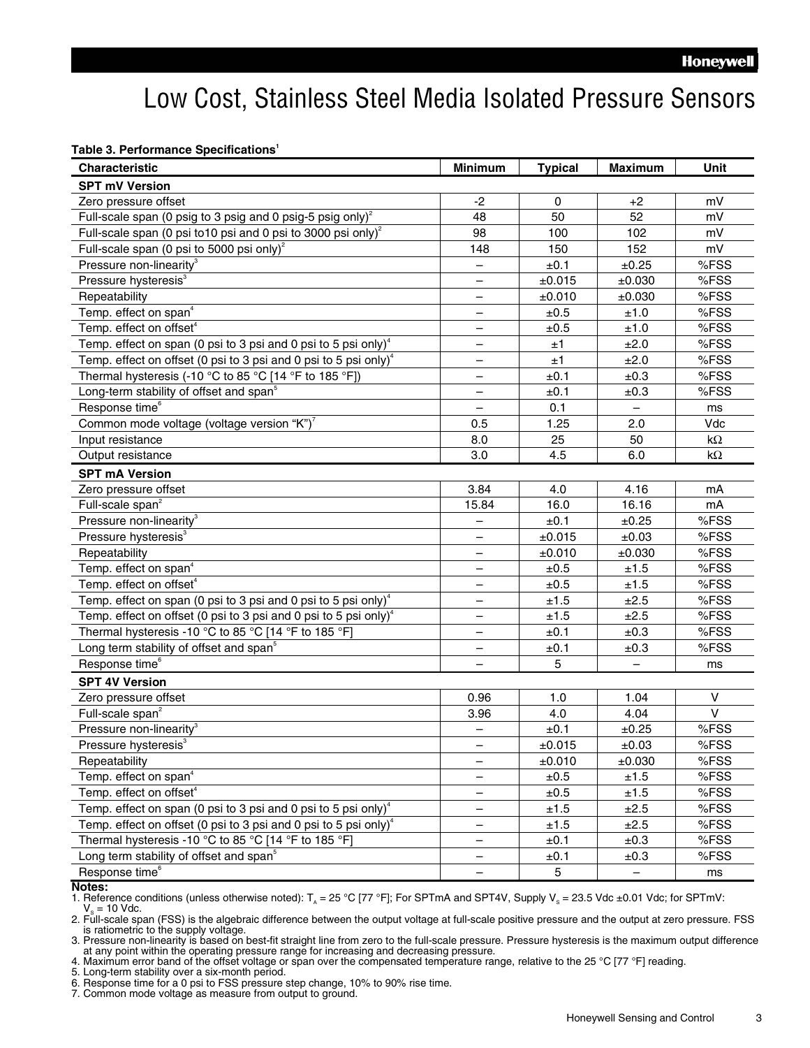# Low Cost, Stainless Steel Media Isolated Pressure Sensors

**Table 3. Performance Specifications[1]**

| Characteristic | Minimum | Typical | Maximum | Unit |
|---|---|---|---|---|
| **SPT mV Version** | | | | |
| Zero pressure offset | -2 | 0 | +2 | mV |
| Full-scale span (0 psig to 3 psig and 0 psig-5 psig only)[2] | 48 | 50 | 52 | mV |
| Full-scale span (0 psi to10 psi and 0 psi to 3000 psi only)[2] | 98 | 100 | 102 | mV |
| Full-scale span (0 psi to 5000 psi only)[2] | 148 | 150 | 152 | mV |
| Pressure non-linearity[3] | – | ±0.1 | ±0.25 | %FSS |
| Pressure hysteresis[3] | – | ±0.015 | ±0.030 | %FSS |
| Repeatability | – | ±0.010 | ±0.030 | %FSS |
| Temp. effect on span[4] | – | ±0.5 | ±1.0 | %FSS |
| Temp. effect on offset[4] | – | ±0.5 | ±1.0 | %FSS |
| Temp. effect on span (0 psi to 3 psi and 0 psi to 5 psi only)[4] | – | ±1 | ±2.0 | %FSS |
| Temp. effect on offset (0 psi to 3 psi and 0 psi to 5 psi only)[4] | – | ±1 | ±2.0 | %FSS |
| Thermal hysteresis (-10 °C to 85 °C [14 °F to 185 °F]) | – | ±0.1 | ±0.3 | %FSS |
| Long-term stability of offset and span[5] | – | ±0.1 | ±0.3 | %FSS |
| Response time[6] | – | 0.1 | – | ms |
| Common mode voltage (voltage version "K")[7] | 0.5 | 1.25 | 2.0 | Vdc |
| Input resistance | 8.0 | 25 | 50 | kΩ |
| Output resistance | 3.0 | 4.5 | 6.0 | kΩ |
| **SPT mA Version** | | | | |
| Zero pressure offset | 3.84 | 4.0 | 4.16 | mA |
| Full-scale span[2] | 15.84 | 16.0 | 16.16 | mA |
| Pressure non-linearity[3] | – | ±0.1 | ±0.25 | %FSS |
| Pressure hysteresis[3] | – | ±0.015 | ±0.03 | %FSS |
| Repeatability | – | ±0.010 | ±0.030 | %FSS |
| Temp. effect on span[4] | – | ±0.5 | ±1.5 | %FSS |
| Temp. effect on offset[4] | – | ±0.5 | ±1.5 | %FSS |
| Temp. effect on span (0 psi to 3 psi and 0 psi to 5 psi only)[4] | – | ±1.5 | ±2.5 | %FSS |
| Temp. effect on offset (0 psi to 3 psi and 0 psi to 5 psi only)[4] | – | ±1.5 | ±2.5 | %FSS |
| Thermal hysteresis -10 °C to 85 °C [14 °F to 185 °F] | – | ±0.1 | ±0.3 | %FSS |
| Long term stability of offset and span[5] | – | ±0.1 | ±0.3 | %FSS |
| Response time[6] | – | 5 | – | ms |
| **SPT 4V Version** | | | | |
| Zero pressure offset | 0.96 | 1.0 | 1.04 | V |
| Full-scale span[2] | 3.96 | 4.0 | 4.04 | V |
| Pressure non-linearity[3] | – | ±0.1 | ±0.25 | %FSS |
| Pressure hysteresis[3] | – | ±0.015 | ±0.03 | %FSS |
| Repeatability | – | ±0.010 | ±0.030 | %FSS |
| Temp. effect on span[4] | – | ±0.5 | ±1.5 | %FSS |
| Temp. effect on offset[4] | – | ±0.5 | ±1.5 | %FSS |
| Temp. effect on span (0 psi to 3 psi and 0 psi to 5 psi only)[4] | – | ±1.5 | ±2.5 | %FSS |
| Temp. effect on offset (0 psi to 3 psi and 0 psi to 5 psi only)[4] | – | ±1.5 | ±2.5 | %FSS |
| Thermal hysteresis -10 °C to 85 °C [14 °F to 185 °F] | – | ±0.1 | ±0.3 | %FSS |
| Long term stability of offset and span[5] | – | ±0.1 | ±0.3 | %FSS |
| Response time[6] | – | 5 | – | ms |

**Notes:**

1. Reference conditions (unless otherwise noted): $T_A$ = 25 °C [77 °F]; For SPTmA and SPT4V, Supply $V_S$ = 23.5 Vdc ±0.01 Vdc; for SPTmV: $V_S$ = 10 Vdc.
2. Full-scale span (FSS) is the algebraic difference between the output voltage at full-scale positive pressure and the output at zero pressure. FSS is ratiometric to the supply voltage.
3. Pressure non-linearity is based on best-fit straight line from zero to the full-scale pressure. Pressure hysteresis is the maximum output difference at any point within the operating pressure range for increasing and decreasing pressure.
4. Maximum error band of the offset voltage or span over the compensated temperature range, relative to the 25 °C [77 °F] reading.
5. Long-term stability over a six-month period.
6. Response time for a 0 psi to FSS pressure step change, 10% to 90% rise time.
7. Common mode voltage as measure from output to ground.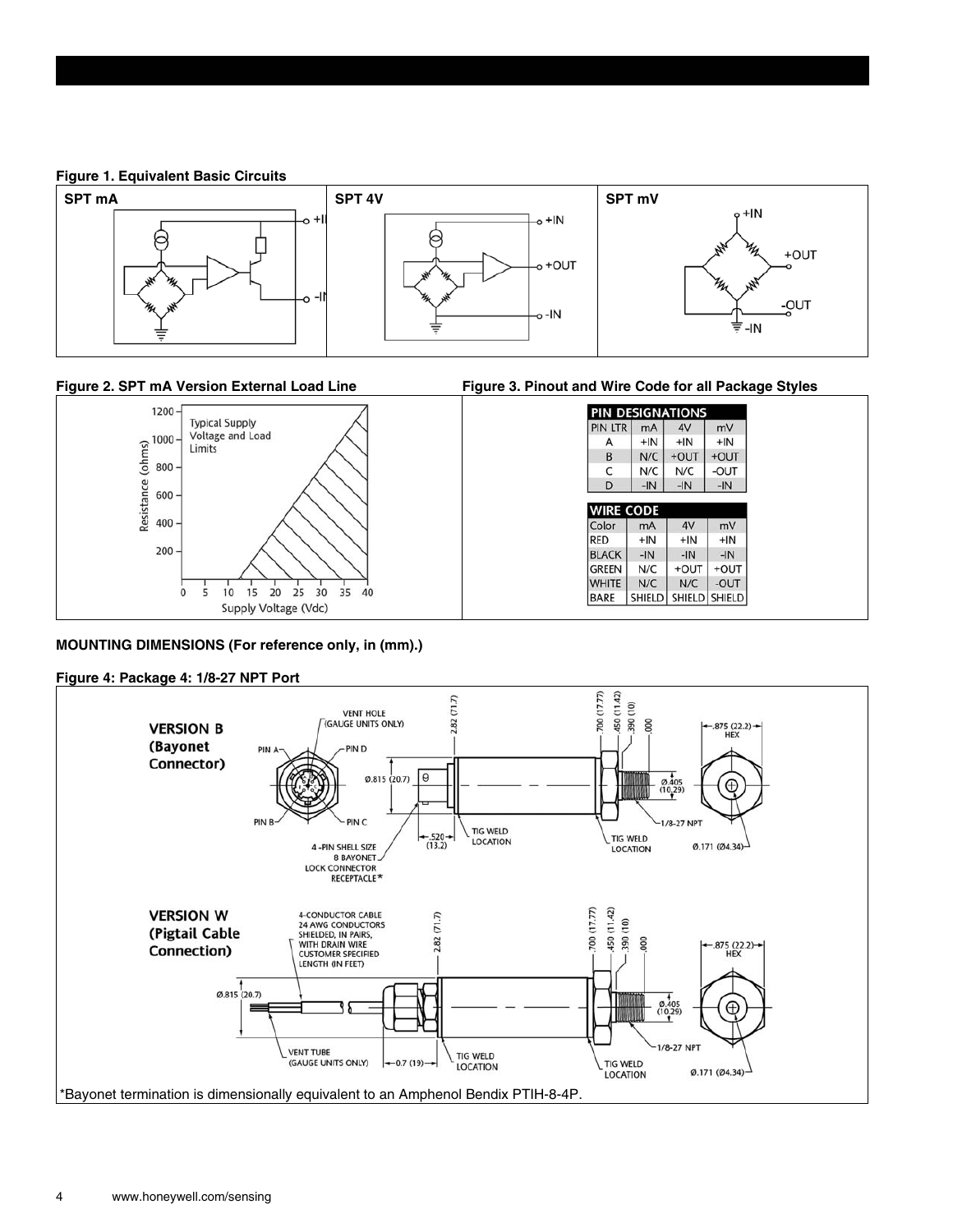**Figure 1. Equivalent Basic Circuits**

SPT mA | SPT 4V | SPT mV

**Figure 2. SPT mA Version External Load Line**

**Figure 3. Pinout and Wire Code for all Package Styles**

| PIN DESIGNATIONS | | | |
|---|---|---|---|
| PIN LTR | mA | 4V | mV |
| A | +IN | +IN | +IN |
| B | N/C | +OUT | +OUT |
| C | N/C | N/C | -OUT |
| D | -IN | -IN | -IN |

| WIRE CODE | | | |
|---|---|---|---|
| Color | mA | 4V | mV |
| RED | +IN | +IN | +IN |
| BLACK | -IN | -IN | -IN |
| GREEN | N/C | +OUT | +OUT |
| WHITE | N/C | N/C | -OUT |
| BARE | SHIELD | SHIELD | SHIELD |

**MOUNTING DIMENSIONS (For reference only, in (mm).)**

**Figure 4: Package 4: 1/8-27 NPT Port**

*Bayonet termination is dimensionally equivalent to an Amphenol Bendix PTIH-8-4P.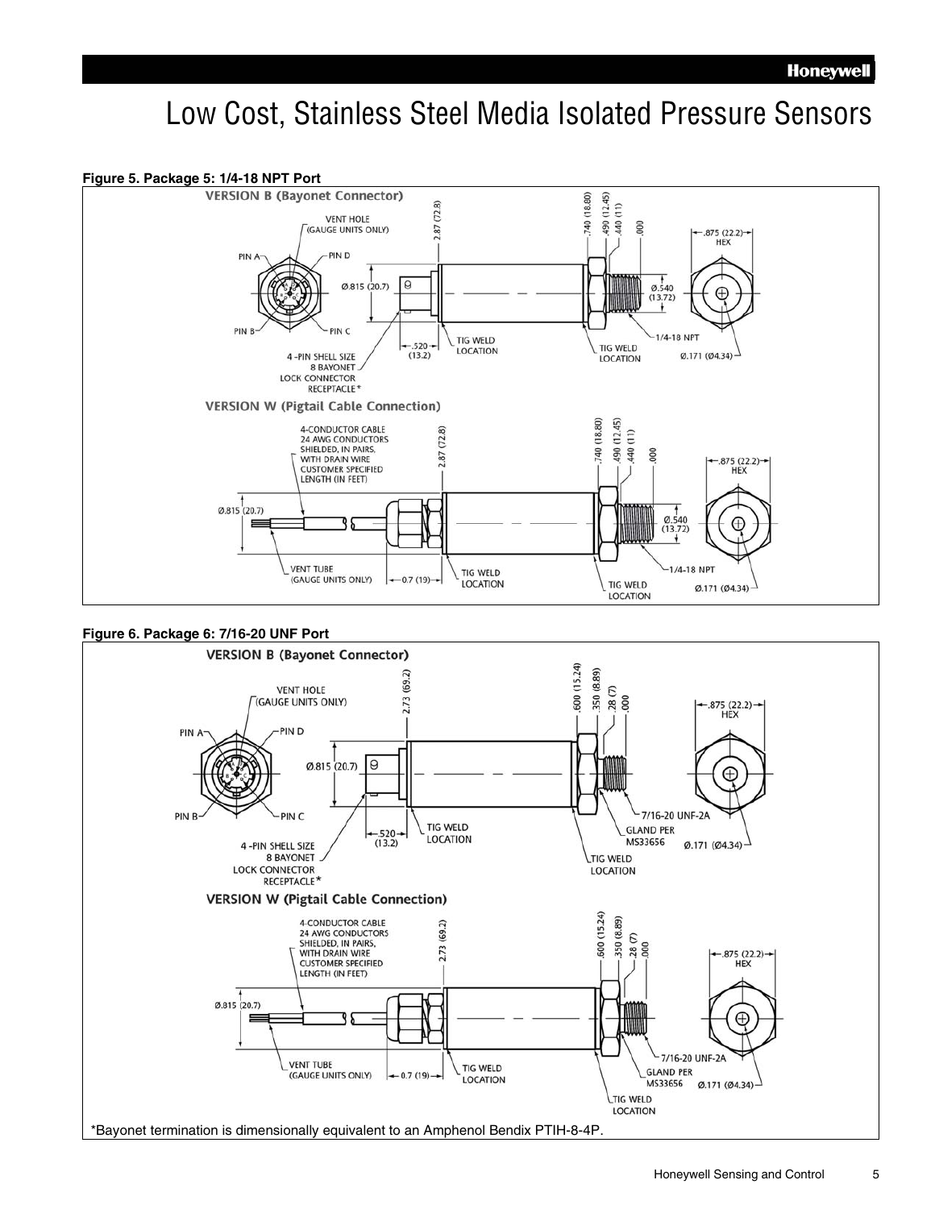**Figure 5. Package 5: 1/4-18 NPT Port**

**VERSION B (Bayonet Connector)**

VENT HOLE (GAUGE UNITS ONLY)

PIN A, PIN B, PIN C, PIN D

Ø.815 (20.7)

2.87 (72.8)

.740 (18.80)
.490 (12.45)
.440 (11)
.000

.875 (22.2) HEX

Ø.540 (13.72)

1/4-18 NPT

Ø.171 (Ø4.34)

.520 (13.2)

TIG WELD LOCATION

4 -PIN SHELL SIZE 8 BAYONET LOCK CONNECTOR RECEPTACLE*

**VERSION W (Pigtail Cable Connection)**

4-CONDUCTOR CABLE 24 AWG CONDUCTORS SHIELDED, IN PAIRS, WITH DRAIN WIRE CUSTOMER SPECIFIED LENGTH (IN FEET)

2.87 (72.8)

.740 (18.80)
.490 (12.45)
.440 (11)
.000

.875 (22.2) HEX

Ø.815 (20.7)

Ø.540 (13.72)

VENT TUBE (GAUGE UNITS ONLY)

0.7 (19)

TIG WELD LOCATION

1/4-18 NPT

Ø.171 (Ø4.34)

**Figure 6. Package 6: 7/16-20 UNF Port**

**VERSION B (Bayonet Connector)**

VENT HOLE (GAUGE UNITS ONLY)

PIN A, PIN B, PIN C, PIN D

2.73 (69.2)

.600 (15.24)
.350 (8.89)
.28 (7)
.000

.875 (22.2) HEX

Ø.815 (20.7)

7/16-20 UNF-2A

GLAND PER MS33656

Ø.171 (Ø4.34)

.520 (13.2)

TIG WELD LOCATION

4 -PIN SHELL SIZE 8 BAYONET LOCK CONNECTOR RECEPTACLE*

**VERSION W (Pigtail Cable Connection)**

4-CONDUCTOR CABLE 24 AWG CONDUCTORS SHIELDED, IN PAIRS, WITH DRAIN WIRE CUSTOMER SPECIFIED LENGTH (IN FEET)

2.73 (69.2)

.600 (15.24)
.350 (8.89)
.28 (7)
.000

.875 (22.2) HEX

Ø.815 (20.7)

VENT TUBE (GAUGE UNITS ONLY)

0.7 (19)

TIG WELD LOCATION

7/16-20 UNF-2A

GLAND PER MS33656

Ø.171 (Ø4.34)

*Bayonet termination is dimensionally equivalent to an Amphenol Bendix PTIH-8-4P.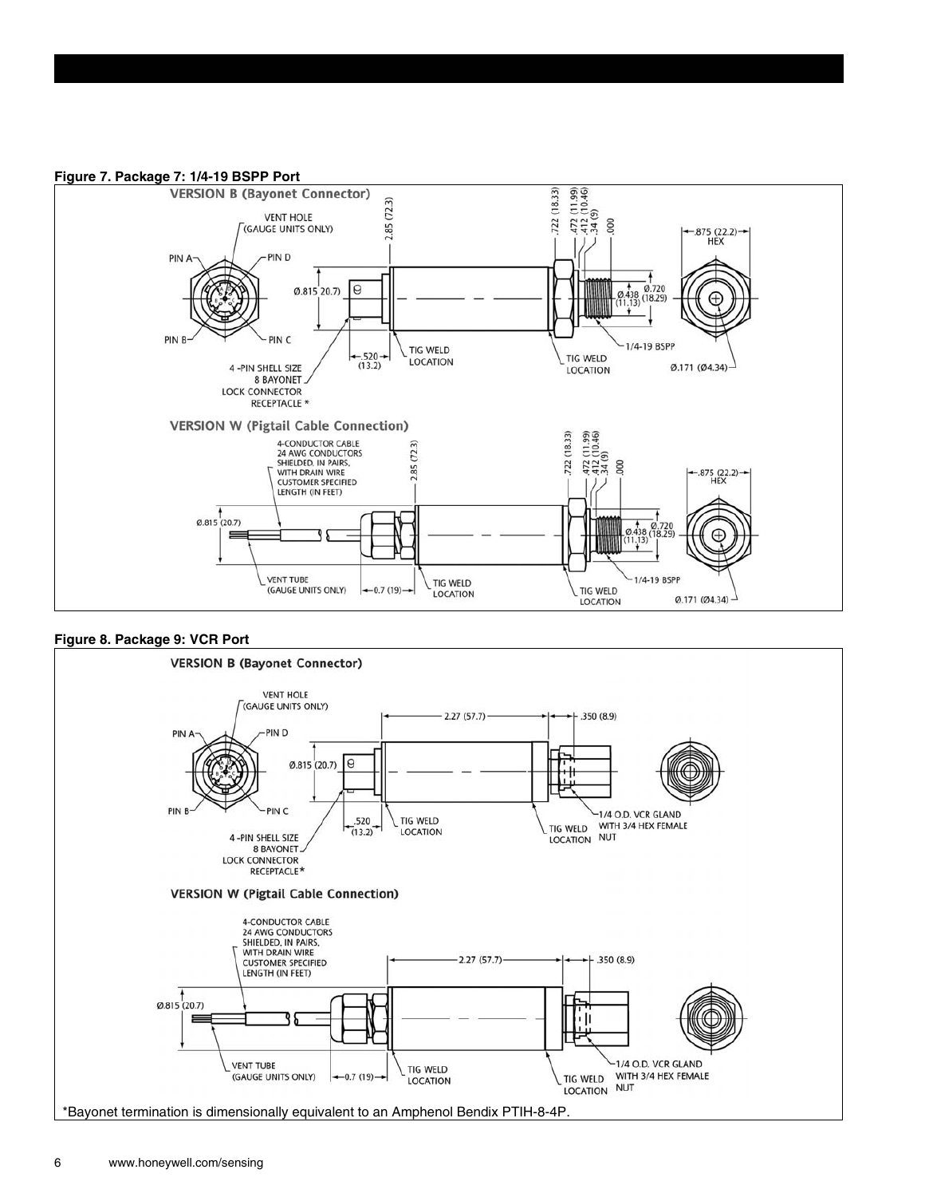**Figure 7. Package 7: 1/4-19 BSPP Port**

**Figure 8. Package 9: VCR Port**

*Bayonet termination is dimensionally equivalent to an Amphenol Bendix PTIH-8-4P.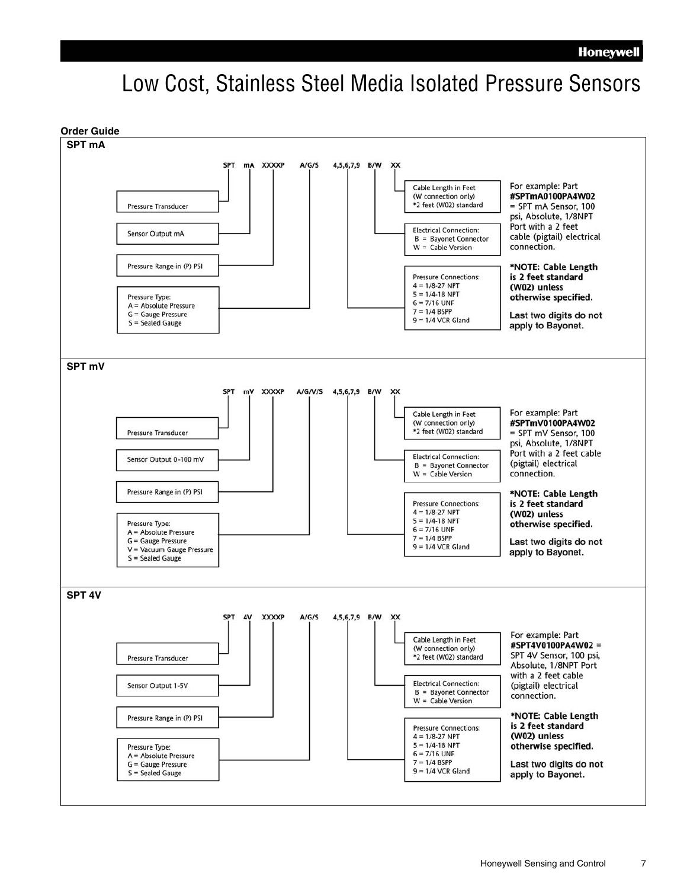# Low Cost, Stainless Steel Media Isolated Pressure Sensors

**Order Guide**

## SPT mA

SPT mA XXXXP A/G/S 4,5,6,7,9 B/W XX

- Pressure Transducer (SPT)
- Sensor Output mA (mA)
- Pressure Range in (P) PSI (XXXXP)
- Pressure Type (A/G/S):
  - A = Absolute Pressure
  - G = Gauge Pressure
  - S = Sealed Gauge
- Pressure Connections (4,5,6,7,9):
  - 4 = 1/8-27 NPT
  - 5 = 1/4-18 NPT
  - 6 = 7/16 UNF
  - 7 = 1/4 BSPP
  - 9 = 1/4 VCR Gland
- Electrical Connection (B/W):
  - B = Bayonet Connector
  - W = Cable Version
- Cable Length in Feet (XX) (W connection only) *2 feet (W02) standard

For example: Part **#SPTmA0100PA4W02** = SPT mA Sensor, 100 psi, Absolute, 1/8NPT Port with a 2 feet cable (pigtail) electrical connection.

***NOTE: Cable Length is 2 feet standard (W02) unless otherwise specified.**

**Last two digits do not apply to Bayonet.**

## SPT mV

SPT mV XXXXP A/G/V/S 4,5,6,7,9 B/W XX

- Pressure Transducer (SPT)
- Sensor Output 0-100 mV (mV)
- Pressure Range in (P) PSI (XXXXP)
- Pressure Type (A/G/V/S):
  - A = Absolute Pressure
  - G = Gauge Pressure
  - V = Vacuum Gauge Pressure
  - S = Sealed Gauge
- Pressure Connections (4,5,6,7,9):
  - 4 = 1/8-27 NPT
  - 5 = 1/4-18 NPT
  - 6 = 7/16 UNF
  - 7 = 1/4 BSPP
  - 9 = 1/4 VCR Gland
- Electrical Connection (B/W):
  - B = Bayonet Connector
  - W = Cable Version
- Cable Length in Feet (XX) (W connection only) *2 feet (W02) standard

For example: Part **#SPTmV0100PA4W02** = SPT mV Sensor, 100 psi, Absolute, 1/8NPT Port with a 2 feet cable (pigtail) electrical connection.

***NOTE: Cable Length is 2 feet standard (W02) unless otherwise specified.**

**Last two digits do not apply to Bayonet.**

## SPT 4V

SPT 4V XXXXP A/G/S 4,5,6,7,9 B/W XX

- Pressure Transducer (SPT)
- Sensor Output 1-5V (4V)
- Pressure Range in (P) PSI (XXXXP)
- Pressure Type (A/G/S):
  - A = Absolute Pressure
  - G = Gauge Pressure
  - S = Sealed Gauge
- Pressure Connections (4,5,6,7,9):
  - 4 = 1/8-27 NPT
  - 5 = 1/4-18 NPT
  - 6 = 7/16 UNF
  - 7 = 1/4 BSPP
  - 9 = 1/4 VCR Gland
- Electrical Connection (B/W):
  - B = Bayonet Connector
  - W = Cable Version
- Cable Length in Feet (XX) (W connection only) *2 feet (W02) standard

For example: Part **#SPT4V0100PA4W02** = SPT 4V Sensor, 100 psi, Absolute, 1/8NPT Port with a 2 feet cable (pigtail) electrical connection.

***NOTE: Cable Length is 2 feet standard (W02) unless otherwise specified.**

**Last two digits do not apply to Bayonet.**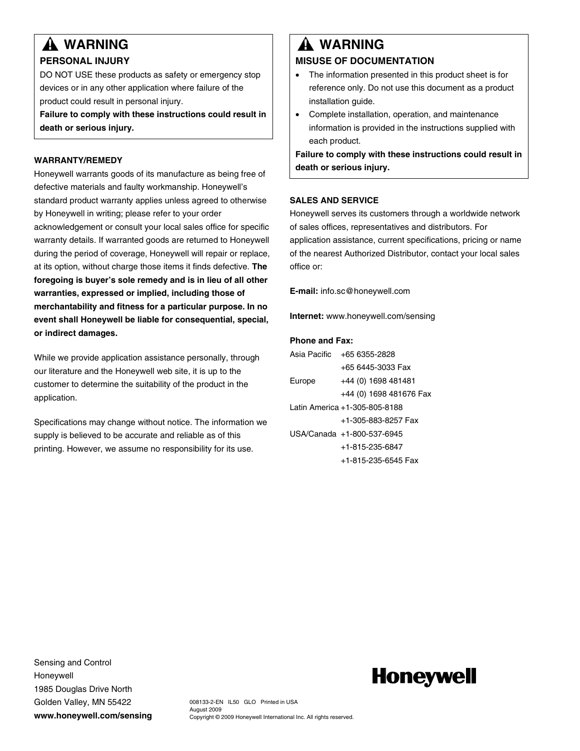## ⚠ WARNING

**PERSONAL INJURY**

DO NOT USE these products as safety or emergency stop devices or in any other application where failure of the product could result in personal injury.

**Failure to comply with these instructions could result in death or serious injury.**

**WARRANTY/REMEDY**

Honeywell warrants goods of its manufacture as being free of defective materials and faulty workmanship. Honeywell's standard product warranty applies unless agreed to otherwise by Honeywell in writing; please refer to your order acknowledgement or consult your local sales office for specific warranty details. If warranted goods are returned to Honeywell during the period of coverage, Honeywell will repair or replace, at its option, without charge those items it finds defective. **The foregoing is buyer's sole remedy and is in lieu of all other warranties, expressed or implied, including those of merchantability and fitness for a particular purpose. In no event shall Honeywell be liable for consequential, special, or indirect damages.**

While we provide application assistance personally, through our literature and the Honeywell web site, it is up to the customer to determine the suitability of the product in the application.

Specifications may change without notice. The information we supply is believed to be accurate and reliable as of this printing. However, we assume no responsibility for its use.

## ⚠ WARNING

**MISUSE OF DOCUMENTATION**

- The information presented in this product sheet is for reference only. Do not use this document as a product installation guide.
- Complete installation, operation, and maintenance information is provided in the instructions supplied with each product.

**Failure to comply with these instructions could result in death or serious injury.**

**SALES AND SERVICE**

Honeywell serves its customers through a worldwide network of sales offices, representatives and distributors. For application assistance, current specifications, pricing or name of the nearest Authorized Distributor, contact your local sales office or:

**E-mail:** info.sc@honeywell.com

**Internet:** www.honeywell.com/sensing

**Phone and Fax:**

| | |
|---|---|
| Asia Pacific | +65 6355-2828 |
| | +65 6445-3033 Fax |
| Europe | +44 (0) 1698 481481 |
| | +44 (0) 1698 481676 Fax |
| Latin America | +1-305-805-8188 |
| | +1-305-883-8257 Fax |
| USA/Canada | +1-800-537-6945 |
| | +1-815-235-6847 |
| | +1-815-235-6545 Fax |

Sensing and Control
Honeywell
1985 Douglas Drive North
Golden Valley, MN 55422
**www.honeywell.com/sensing**

008133-2-EN IL50 GLO Printed in USA
August 2009
Copyright © 2009 Honeywell International Inc. All rights reserved.

**Honeywell**